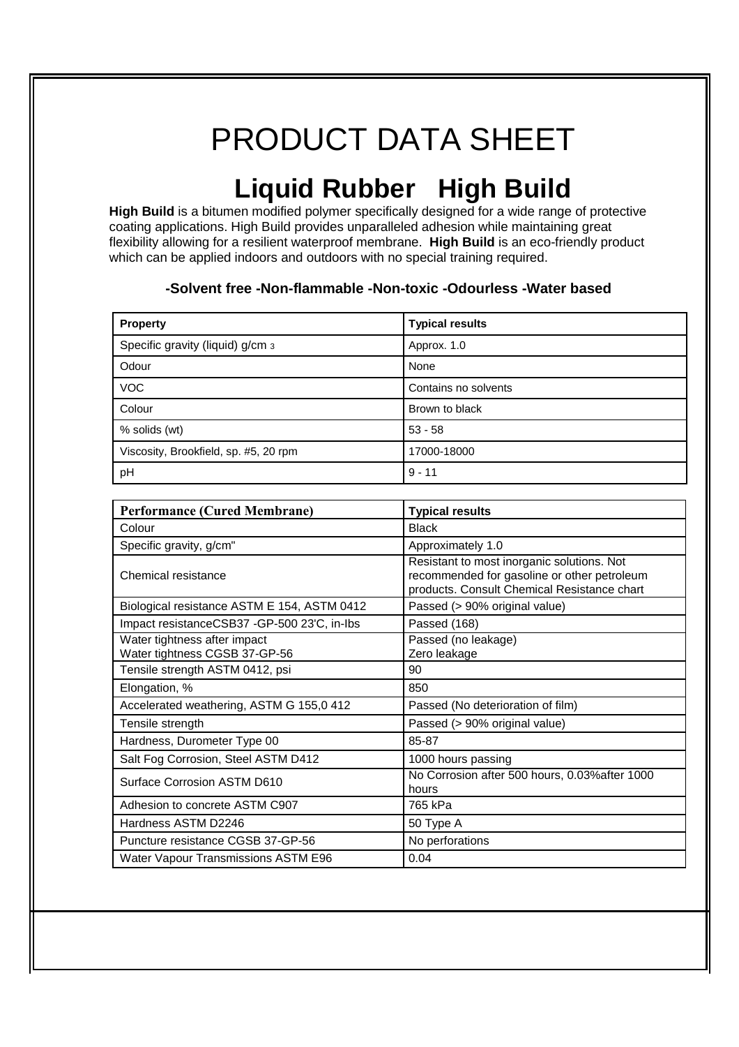# PRODUCT DATA SHEET

## Liquid Rubber High Build

**High Build** is a bitumen modified polymer specifically designed for a wide range of protective coating applications. High Build provides unparalleled adhesion while maintaining great flexibility allowing for a resilient waterproof membrane. **High Build** is an eco-friendly product which can be applied indoors and outdoors with no special training required.

**-Solvent free -Non-flammable -Non-toxic -Odourless -Water based**

| **Property** | **Typical results** |
|---|---|
| Specific gravity (liquid) g/cm 3 | Approx. 1.0 |
| Odour | None |
| VOC | Contains no solvents |
| Colour | Brown to black |
| % solids (wt) | 53 - 58 |
| Viscosity, Brookfield, sp. #5, 20 rpm | 17000-18000 |
| pH | 9 - 11 |

| **Performance (Cured Membrane)** | **Typical results** |
|---|---|
| Colour | Black |
| Specific gravity, g/cm" | Approximately 1.0 |
| Chemical resistance | Resistant to most inorganic solutions. Not recommended for gasoline or other petroleum products. Consult Chemical Resistance chart |
| Biological resistance ASTM E 154, ASTM 0412 | Passed (> 90% original value) |
| Impact resistanceCSB37 -GP-500 23'C, in-Ibs | Passed (168) |
| Water tightness after impact<br>Water tightness CGSB 37-GP-56 | Passed (no leakage)<br>Zero leakage |
| Tensile strength ASTM 0412, psi | 90 |
| Elongation, % | 850 |
| Accelerated weathering, ASTM G 155,0 412 | Passed (No deterioration of film) |
| Tensile strength | Passed (> 90% original value) |
| Hardness, Durometer Type 00 | 85-87 |
| Salt Fog Corrosion, Steel ASTM D412 | 1000 hours passing |
| Surface Corrosion ASTM D610 | No Corrosion after 500 hours, 0.03%after 1000 hours |
| Adhesion to concrete ASTM C907 | 765 kPa |
| Hardness ASTM D2246 | 50 Type A |
| Puncture resistance CGSB 37-GP-56 | No perforations |
| Water Vapour Transmissions ASTM E96 | 0.04 |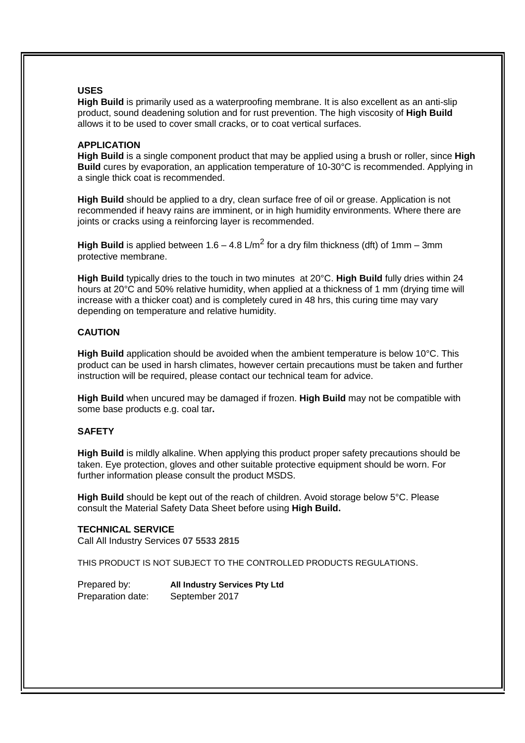## USES

**High Build** is primarily used as a waterproofing membrane. It is also excellent as an anti-slip product, sound deadening solution and for rust prevention. The high viscosity of **High Build** allows it to be used to cover small cracks, or to coat vertical surfaces.

## APPLICATION

**High Build** is a single component product that may be applied using a brush or roller, since **High Build** cures by evaporation, an application temperature of 10-30°C is recommended. Applying in a single thick coat is recommended.

**High Build** should be applied to a dry, clean surface free of oil or grease. Application is not recommended if heavy rains are imminent, or in high humidity environments. Where there are joints or cracks using a reinforcing layer is recommended.

**High Build** is applied between 1.6 – 4.8 L/$m^2$ for a dry film thickness (dft) of 1mm – 3mm protective membrane.

**High Build** typically dries to the touch in two minutes at 20°C. **High Build** fully dries within 24 hours at 20°C and 50% relative humidity, when applied at a thickness of 1 mm (drying time will increase with a thicker coat) and is completely cured in 48 hrs, this curing time may vary depending on temperature and relative humidity.

## CAUTION

**High Build** application should be avoided when the ambient temperature is below 10°C. This product can be used in harsh climates, however certain precautions must be taken and further instruction will be required, please contact our technical team for advice.

**High Build** when uncured may be damaged if frozen. **High Build** may not be compatible with some base products e.g. coal tar**.**

## SAFETY

**High Build** is mildly alkaline. When applying this product proper safety precautions should be taken. Eye protection, gloves and other suitable protective equipment should be worn. For further information please consult the product MSDS.

**High Build** should be kept out of the reach of children. Avoid storage below 5°C. Please consult the Material Safety Data Sheet before using **High Build.**

## TECHNICAL SERVICE

Call All Industry Services **07 5533 2815**

THIS PRODUCT IS NOT SUBJECT TO THE CONTROLLED PRODUCTS REGULATIONS.

Prepared by: **All Industry Services Pty Ltd**
Preparation date: September 2017